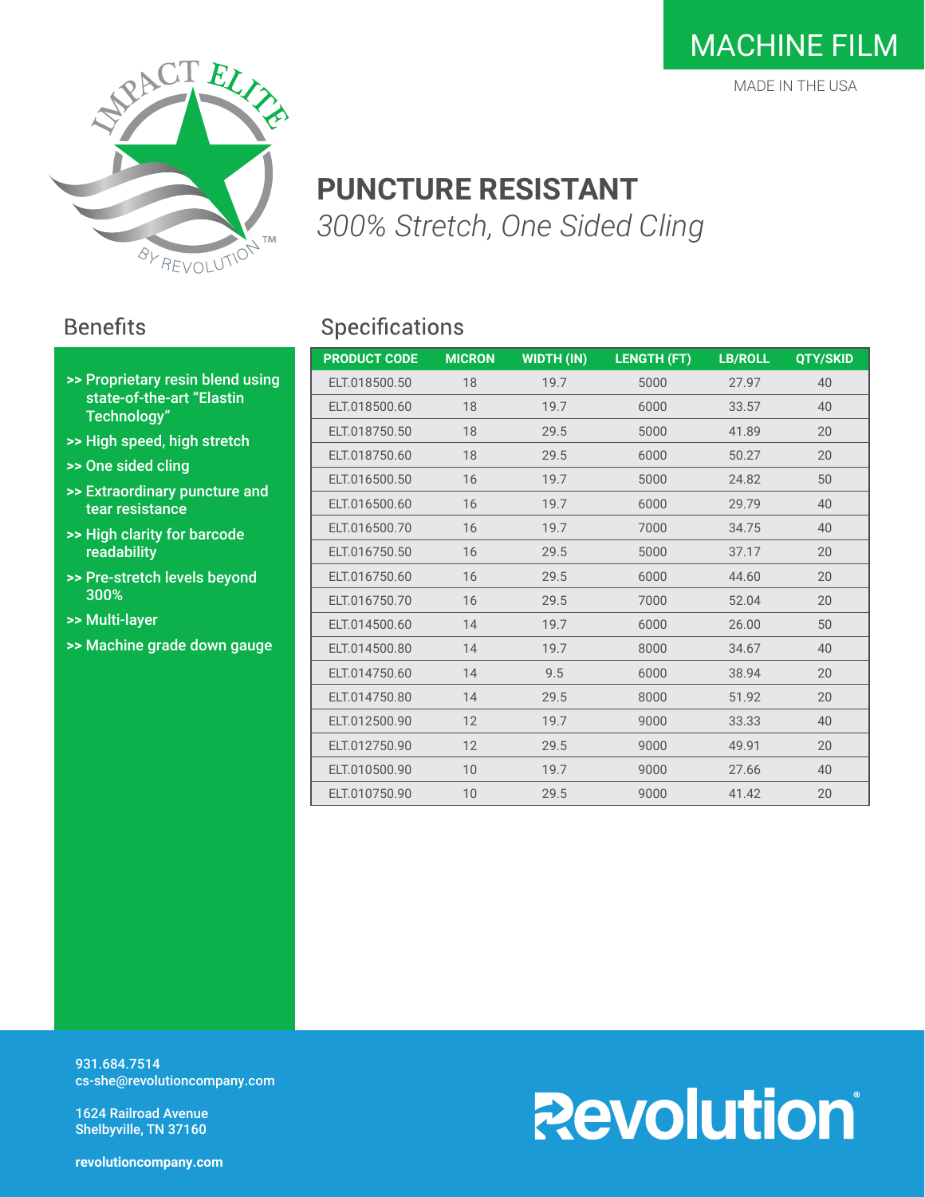# MACHINE FILM

MADE IN THE USA

IMPACT ELITE BY REVOLUTION™

## PUNCTURE RESISTANT

*300% Stretch, One Sided Cling*

## Benefits

- >> Proprietary resin blend using state-of-the-art "Elastin Technology"
- >> High speed, high stretch
- >> One sided cling
- >> Extraordinary puncture and tear resistance
- >> High clarity for barcode readability
- >> Pre-stretch levels beyond 300%
- >> Multi-layer
- >> Machine grade down gauge

## Specifications

| PRODUCT CODE | MICRON | WIDTH (IN) | LENGTH (FT) | LB/ROLL | QTY/SKID |
|---|---|---|---|---|---|
| ELT.018500.50 | 18 | 19.7 | 5000 | 27.97 | 40 |
| ELT.018500.60 | 18 | 19.7 | 6000 | 33.57 | 40 |
| ELT.018750.50 | 18 | 29.5 | 5000 | 41.89 | 20 |
| ELT.018750.60 | 18 | 29.5 | 6000 | 50.27 | 20 |
| ELT.016500.50 | 16 | 19.7 | 5000 | 24.82 | 50 |
| ELT.016500.60 | 16 | 19.7 | 6000 | 29.79 | 40 |
| ELT.016500.70 | 16 | 19.7 | 7000 | 34.75 | 40 |
| ELT.016750.50 | 16 | 29.5 | 5000 | 37.17 | 20 |
| ELT.016750.60 | 16 | 29.5 | 6000 | 44.60 | 20 |
| ELT.016750.70 | 16 | 29.5 | 7000 | 52.04 | 20 |
| ELT.014500.60 | 14 | 19.7 | 6000 | 26.00 | 50 |
| ELT.014500.80 | 14 | 19.7 | 8000 | 34.67 | 40 |
| ELT.014750.60 | 14 | 9.5 | 6000 | 38.94 | 20 |
| ELT.014750.80 | 14 | 29.5 | 8000 | 51.92 | 20 |
| ELT.012500.90 | 12 | 19.7 | 9000 | 33.33 | 40 |
| ELT.012750.90 | 12 | 29.5 | 9000 | 49.91 | 20 |
| ELT.010500.90 | 10 | 19.7 | 9000 | 27.66 | 40 |
| ELT.010750.90 | 10 | 29.5 | 9000 | 41.42 | 20 |

931.684.7514
cs-she@revolutioncompany.com

1624 Railroad Avenue
Shelbyville, TN 37160

**revolutioncompany.com**

Revolution®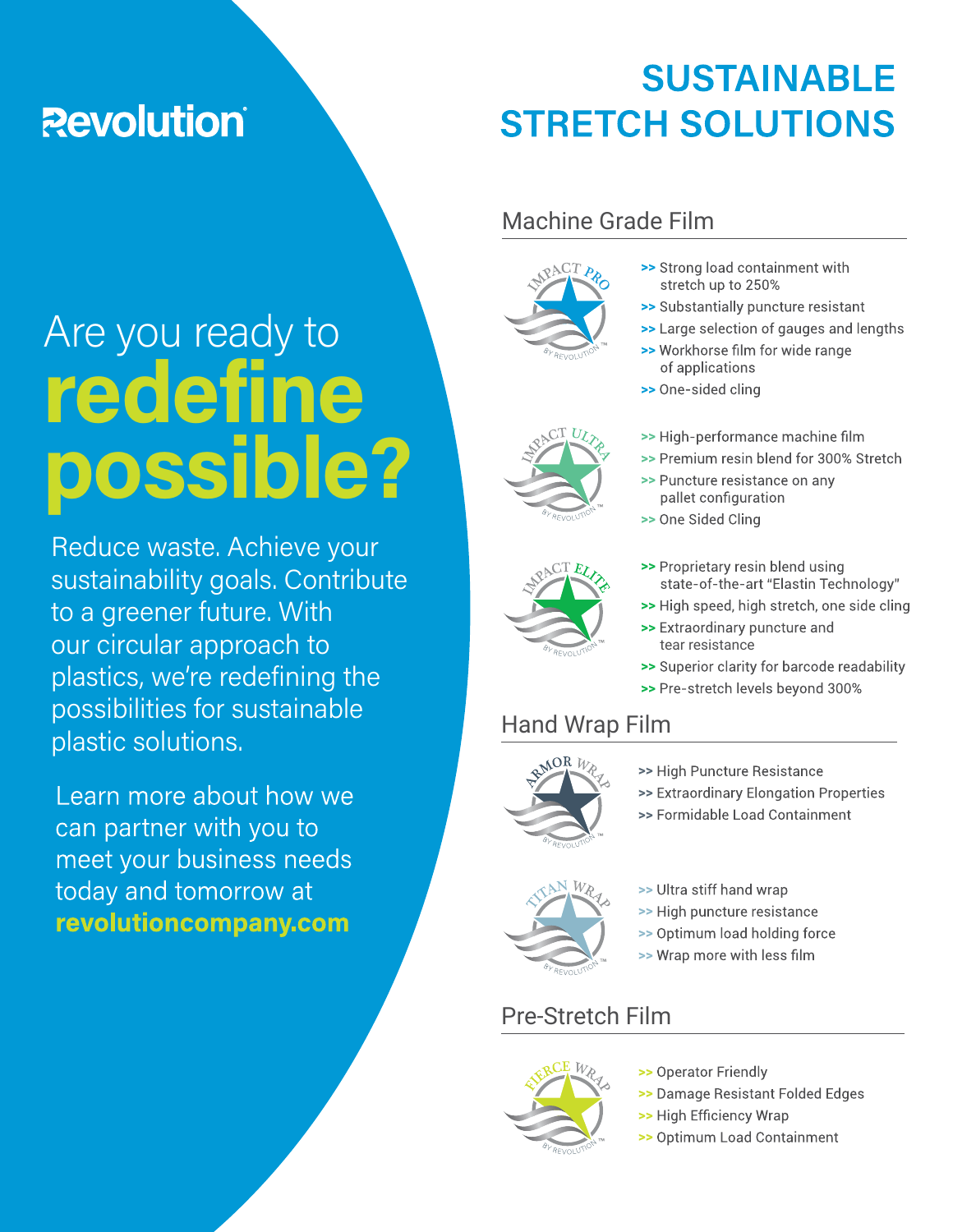Revolution

# Are you ready to **redefine possible?**

Reduce waste. Achieve your sustainability goals. Contribute to a greener future. With our circular approach to plastics, we're redefining the possibilities for sustainable plastic solutions.

Learn more about how we can partner with you to meet your business needs today and tomorrow at **revolutioncompany.com**

# SUSTAINABLE STRETCH SOLUTIONS

## Machine Grade Film

**IMPACT PRO BY REVOLUTION™**

- Strong load containment with stretch up to 250%
- Substantially puncture resistant
- Large selection of gauges and lengths
- Workhorse film for wide range of applications
- One-sided cling

**IMPACT ULTRA BY REVOLUTION™**

- High-performance machine film
- Premium resin blend for 300% Stretch
- Puncture resistance on any pallet configuration
- One Sided Cling

**IMPACT ELITE BY REVOLUTION™**

- Proprietary resin blend using state-of-the-art "Elastin Technology"
- High speed, high stretch, one side cling
- Extraordinary puncture and tear resistance
- Superior clarity for barcode readability
- Pre-stretch levels beyond 300%

## Hand Wrap Film

**ARMOR WRAP BY REVOLUTION™**

- High Puncture Resistance
- Extraordinary Elongation Properties
- Formidable Load Containment

**TITAN WRAP BY REVOLUTION™**

- Ultra stiff hand wrap
- High puncture resistance
- Optimum load holding force
- Wrap more with less film

## Pre-Stretch Film

**FIERCE WRAP BY REVOLUTION™**

- Operator Friendly
- Damage Resistant Folded Edges
- High Efficiency Wrap
- Optimum Load Containment